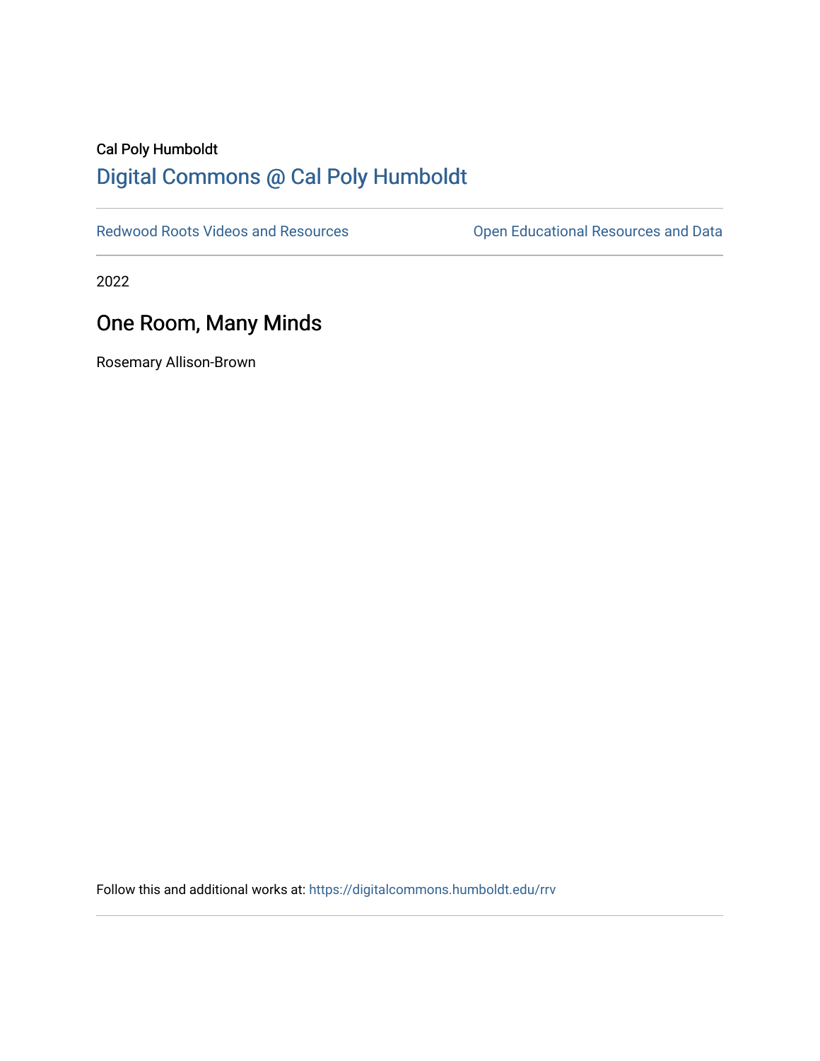Cal Poly Humboldt

# Digital Commons @ Cal Poly Humboldt

Redwood Roots Videos and Resources

Open Educational Resources and Data

2022

## One Room, Many Minds

Rosemary Allison-Brown

Follow this and additional works at: https://digitalcommons.humboldt.edu/rrv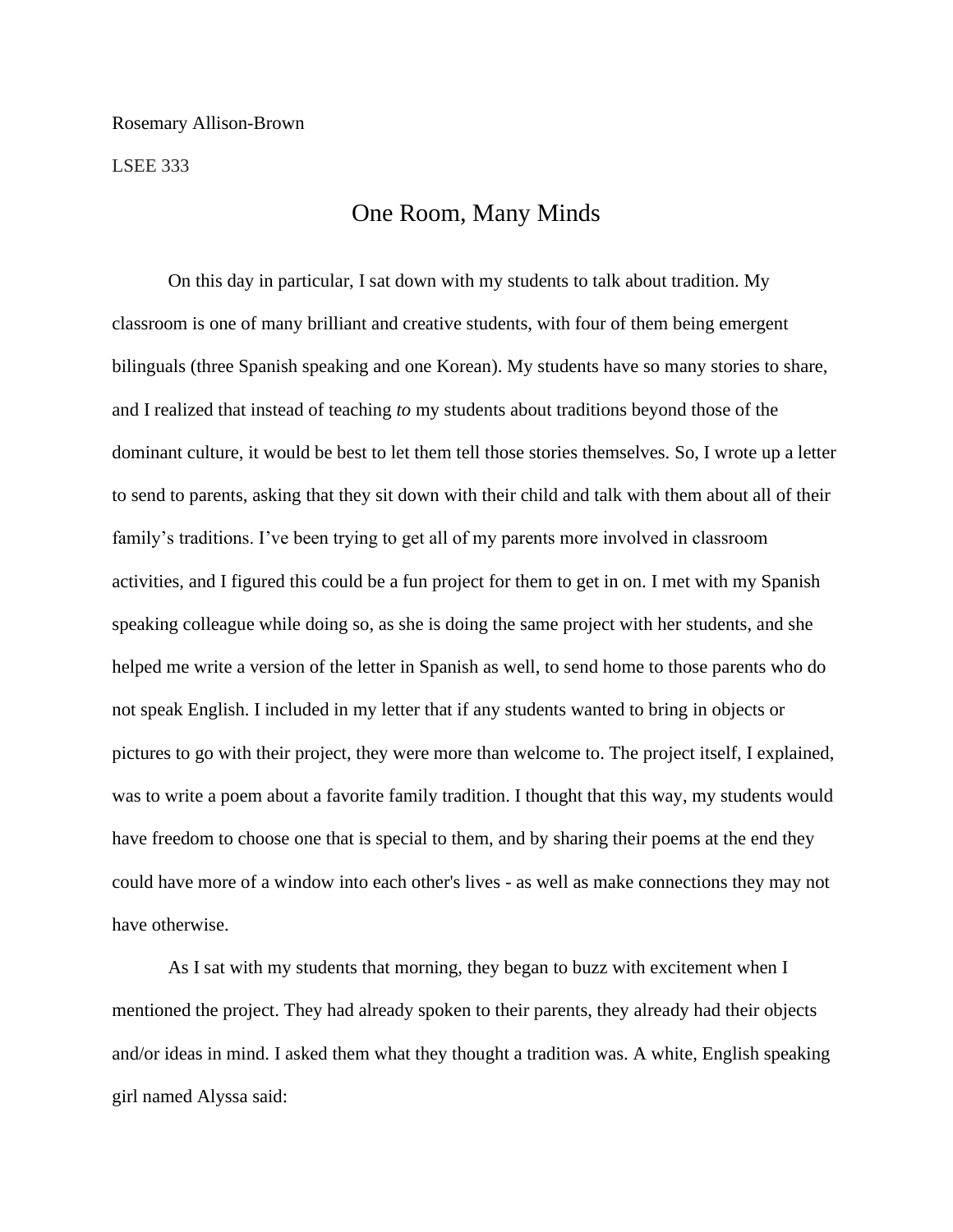Rosemary Allison-Brown

LSEE 333

# One Room, Many Minds

On this day in particular, I sat down with my students to talk about tradition. My classroom is one of many brilliant and creative students, with four of them being emergent bilinguals (three Spanish speaking and one Korean). My students have so many stories to share, and I realized that instead of teaching *to* my students about traditions beyond those of the dominant culture, it would be best to let them tell those stories themselves. So, I wrote up a letter to send to parents, asking that they sit down with their child and talk with them about all of their family's traditions. I've been trying to get all of my parents more involved in classroom activities, and I figured this could be a fun project for them to get in on. I met with my Spanish speaking colleague while doing so, as she is doing the same project with her students, and she helped me write a version of the letter in Spanish as well, to send home to those parents who do not speak English. I included in my letter that if any students wanted to bring in objects or pictures to go with their project, they were more than welcome to. The project itself, I explained, was to write a poem about a favorite family tradition. I thought that this way, my students would have freedom to choose one that is special to them, and by sharing their poems at the end they could have more of a window into each other's lives - as well as make connections they may not have otherwise.

As I sat with my students that morning, they began to buzz with excitement when I mentioned the project. They had already spoken to their parents, they already had their objects and/or ideas in mind. I asked them what they thought a tradition was. A white, English speaking girl named Alyssa said: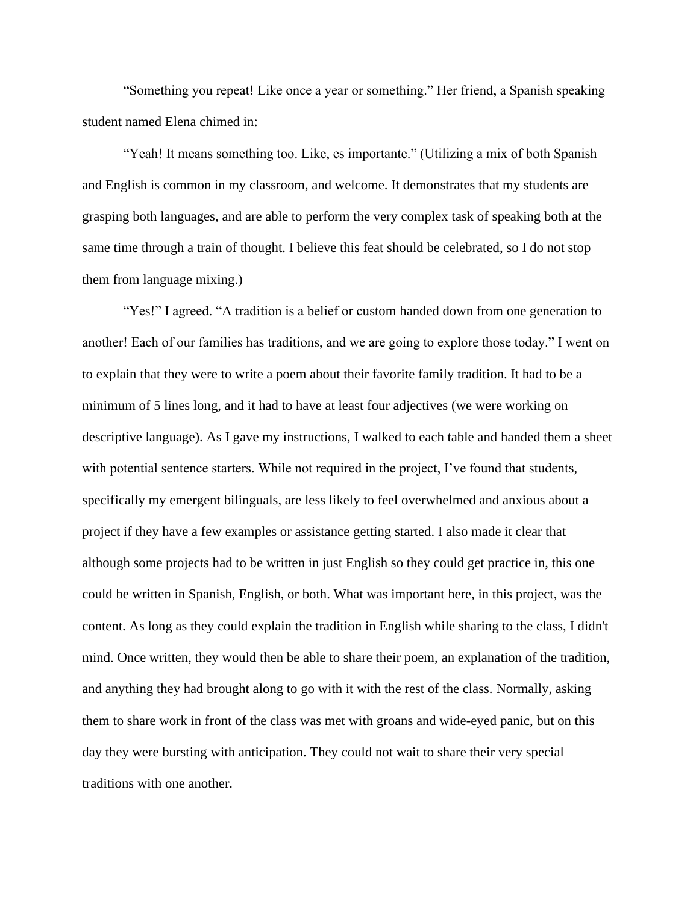"Something you repeat! Like once a year or something." Her friend, a Spanish speaking student named Elena chimed in:

"Yeah! It means something too. Like, es importante." (Utilizing a mix of both Spanish and English is common in my classroom, and welcome. It demonstrates that my students are grasping both languages, and are able to perform the very complex task of speaking both at the same time through a train of thought. I believe this feat should be celebrated, so I do not stop them from language mixing.)

"Yes!" I agreed. "A tradition is a belief or custom handed down from one generation to another! Each of our families has traditions, and we are going to explore those today." I went on to explain that they were to write a poem about their favorite family tradition. It had to be a minimum of 5 lines long, and it had to have at least four adjectives (we were working on descriptive language). As I gave my instructions, I walked to each table and handed them a sheet with potential sentence starters. While not required in the project, I've found that students, specifically my emergent bilinguals, are less likely to feel overwhelmed and anxious about a project if they have a few examples or assistance getting started. I also made it clear that although some projects had to be written in just English so they could get practice in, this one could be written in Spanish, English, or both. What was important here, in this project, was the content. As long as they could explain the tradition in English while sharing to the class, I didn't mind. Once written, they would then be able to share their poem, an explanation of the tradition, and anything they had brought along to go with it with the rest of the class. Normally, asking them to share work in front of the class was met with groans and wide-eyed panic, but on this day they were bursting with anticipation. They could not wait to share their very special traditions with one another.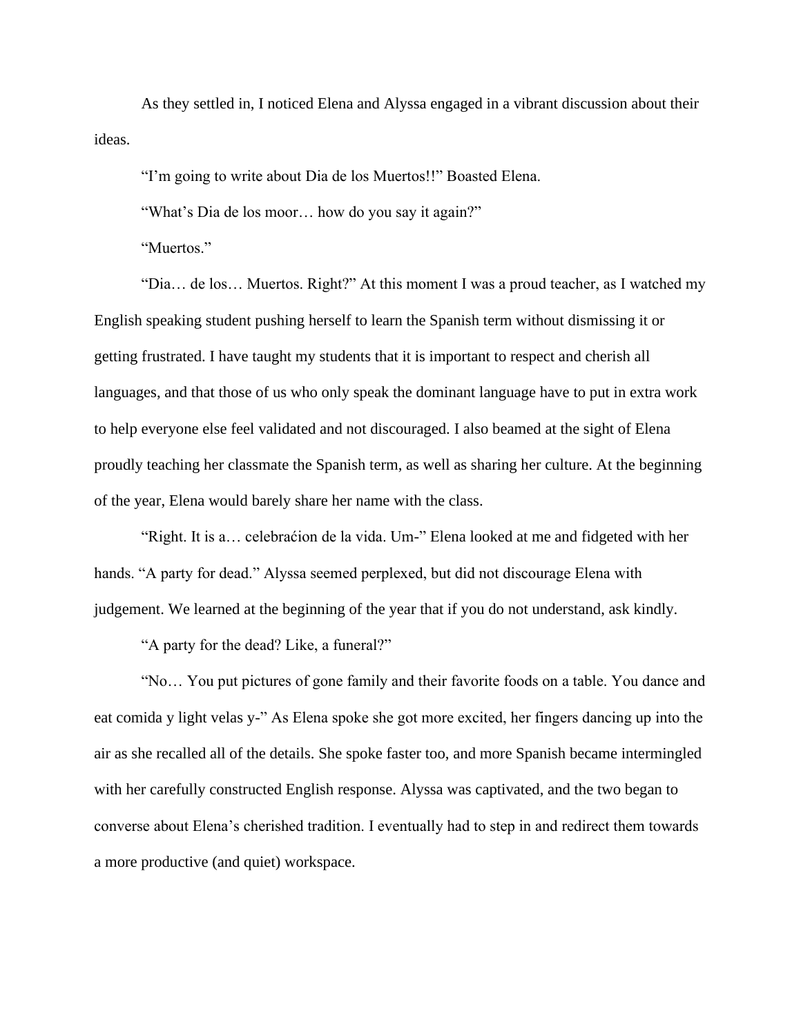As they settled in, I noticed Elena and Alyssa engaged in a vibrant discussion about their ideas.

"I'm going to write about Dia de los Muertos!!" Boasted Elena.

"What's Dia de los moor… how do you say it again?"

"Muertos."

"Dia… de los… Muertos. Right?" At this moment I was a proud teacher, as I watched my English speaking student pushing herself to learn the Spanish term without dismissing it or getting frustrated. I have taught my students that it is important to respect and cherish all languages, and that those of us who only speak the dominant language have to put in extra work to help everyone else feel validated and not discouraged. I also beamed at the sight of Elena proudly teaching her classmate the Spanish term, as well as sharing her culture. At the beginning of the year, Elena would barely share her name with the class.

"Right. It is a… celebraćion de la vida. Um-" Elena looked at me and fidgeted with her hands. "A party for dead." Alyssa seemed perplexed, but did not discourage Elena with judgement. We learned at the beginning of the year that if you do not understand, ask kindly.

"A party for the dead? Like, a funeral?"

"No… You put pictures of gone family and their favorite foods on a table. You dance and eat comida y light velas y-" As Elena spoke she got more excited, her fingers dancing up into the air as she recalled all of the details. She spoke faster too, and more Spanish became intermingled with her carefully constructed English response. Alyssa was captivated, and the two began to converse about Elena's cherished tradition. I eventually had to step in and redirect them towards a more productive (and quiet) workspace.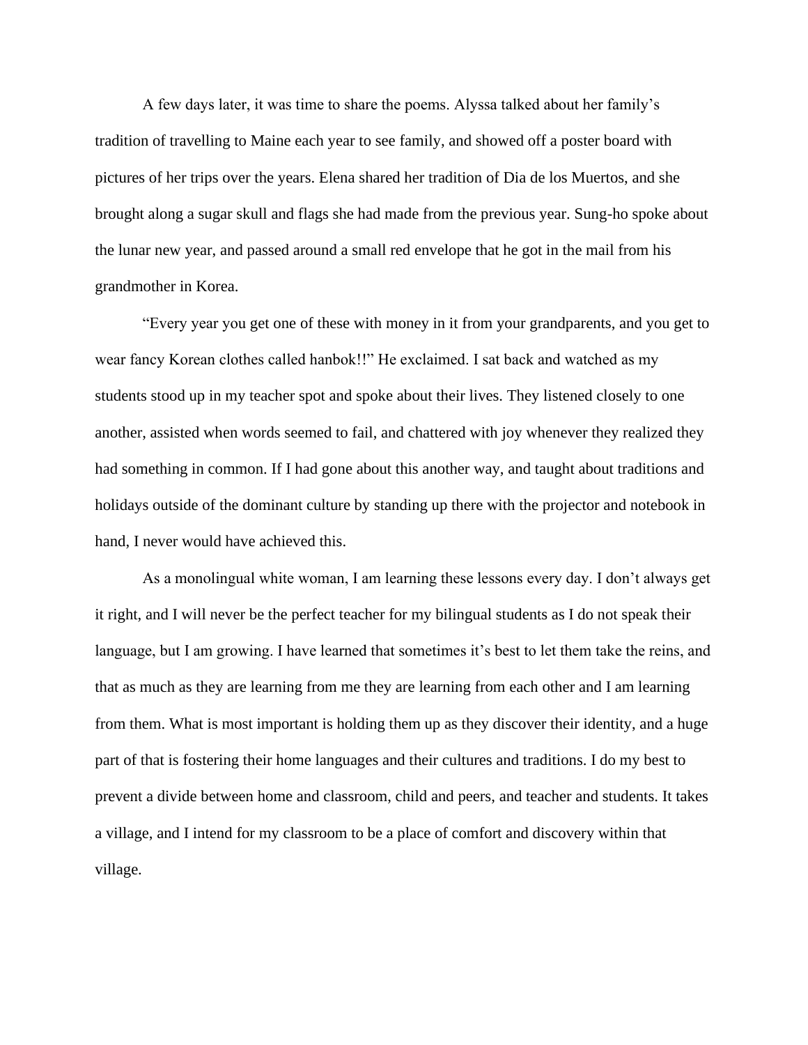A few days later, it was time to share the poems. Alyssa talked about her family's tradition of travelling to Maine each year to see family, and showed off a poster board with pictures of her trips over the years. Elena shared her tradition of Dia de los Muertos, and she brought along a sugar skull and flags she had made from the previous year. Sung-ho spoke about the lunar new year, and passed around a small red envelope that he got in the mail from his grandmother in Korea.

"Every year you get one of these with money in it from your grandparents, and you get to wear fancy Korean clothes called hanbok!!" He exclaimed. I sat back and watched as my students stood up in my teacher spot and spoke about their lives. They listened closely to one another, assisted when words seemed to fail, and chattered with joy whenever they realized they had something in common. If I had gone about this another way, and taught about traditions and holidays outside of the dominant culture by standing up there with the projector and notebook in hand, I never would have achieved this.

As a monolingual white woman, I am learning these lessons every day. I don't always get it right, and I will never be the perfect teacher for my bilingual students as I do not speak their language, but I am growing. I have learned that sometimes it's best to let them take the reins, and that as much as they are learning from me they are learning from each other and I am learning from them. What is most important is holding them up as they discover their identity, and a huge part of that is fostering their home languages and their cultures and traditions. I do my best to prevent a divide between home and classroom, child and peers, and teacher and students. It takes a village, and I intend for my classroom to be a place of comfort and discovery within that village.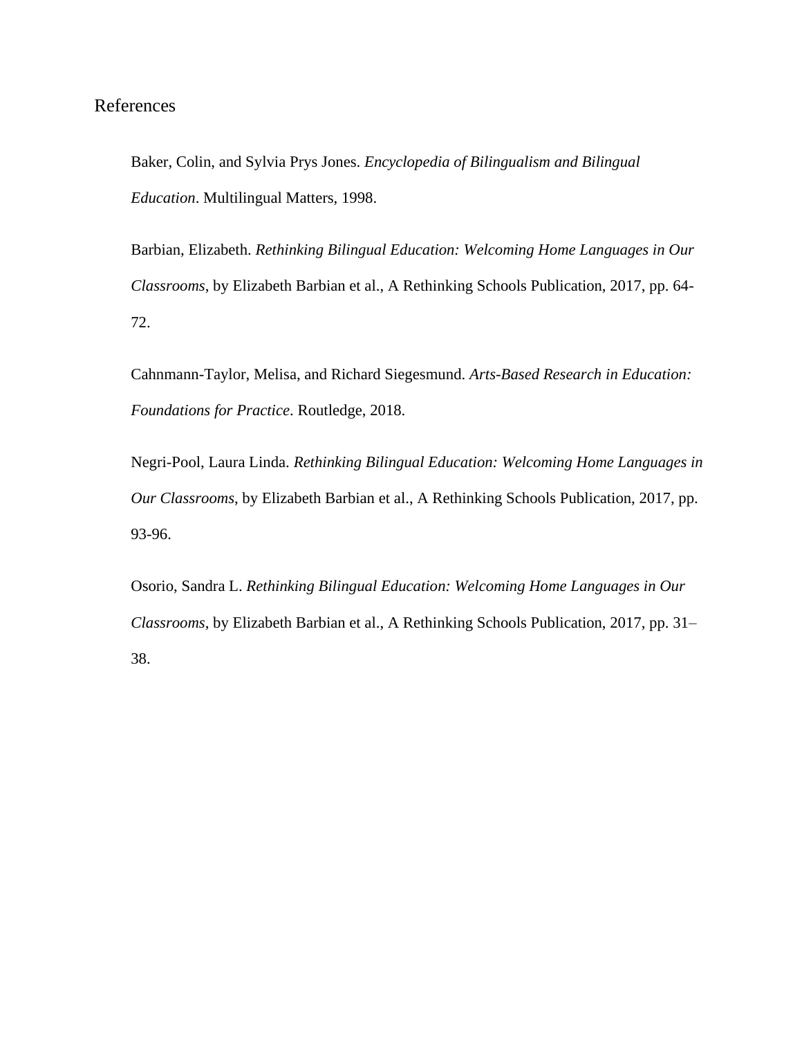# References

Baker, Colin, and Sylvia Prys Jones. *Encyclopedia of Bilingualism and Bilingual Education*. Multilingual Matters, 1998.

Barbian, Elizabeth. *Rethinking Bilingual Education: Welcoming Home Languages in Our Classrooms*, by Elizabeth Barbian et al., A Rethinking Schools Publication, 2017, pp. 64-72.

Cahnmann-Taylor, Melisa, and Richard Siegesmund. *Arts-Based Research in Education: Foundations for Practice*. Routledge, 2018.

Negri-Pool, Laura Linda. *Rethinking Bilingual Education: Welcoming Home Languages in Our Classrooms*, by Elizabeth Barbian et al., A Rethinking Schools Publication, 2017, pp. 93-96.

Osorio, Sandra L. *Rethinking Bilingual Education: Welcoming Home Languages in Our Classrooms*, by Elizabeth Barbian et al., A Rethinking Schools Publication, 2017, pp. 31–38.